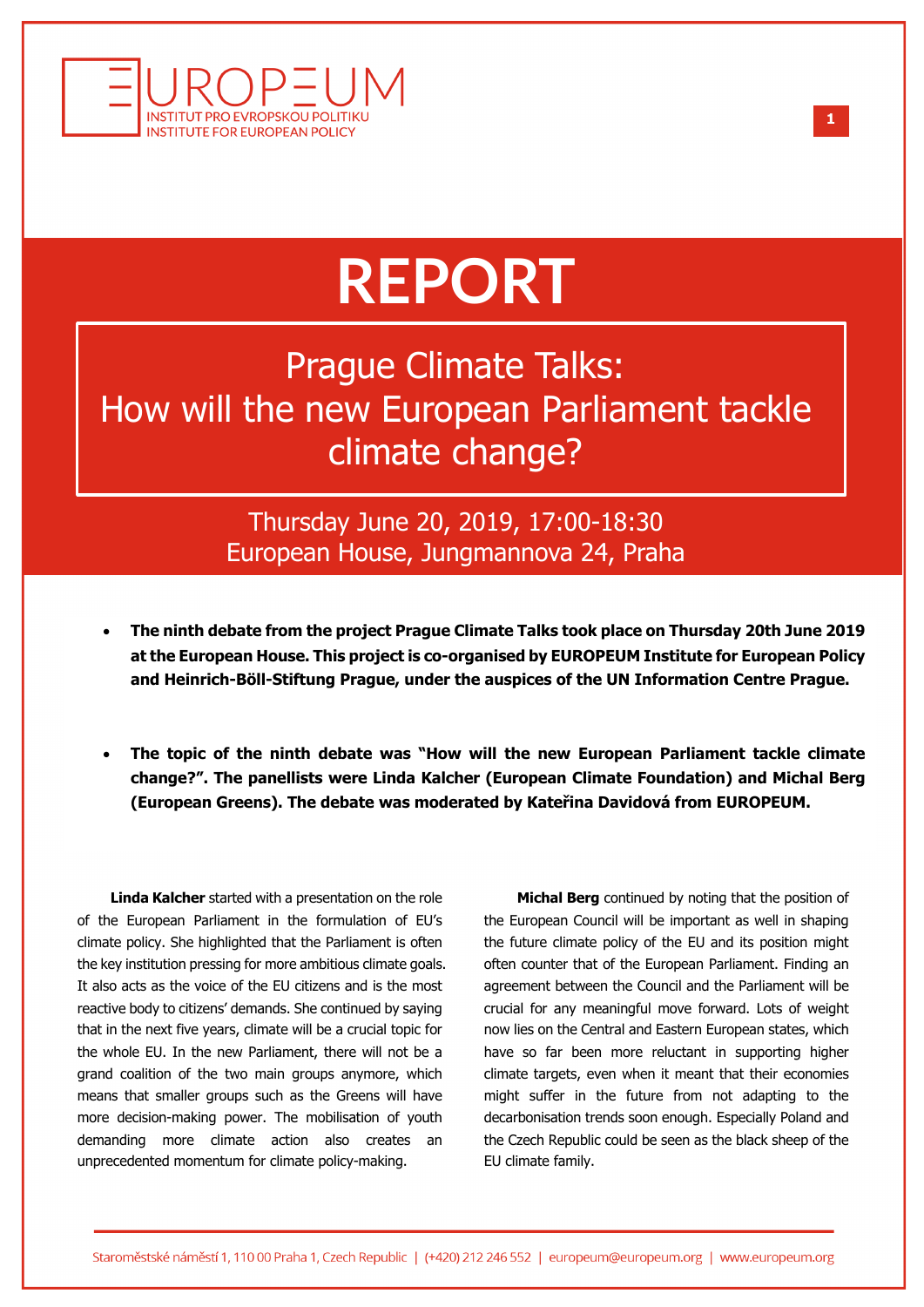# REPORT

## Prague Climate Talks: How will the new European Parliament tackle climate change?

Thursday June 20, 2019, 17:00-18:30
European House, Jungmannova 24, Praha

- **The ninth debate from the project Prague Climate Talks took place on Thursday 20th June 2019 at the European House. This project is co-organised by EUROPEUM Institute for European Policy and Heinrich-Böll-Stiftung Prague, under the auspices of the UN Information Centre Prague.**

- **The topic of the ninth debate was "How will the new European Parliament tackle climate change?". The panellists were Linda Kalcher (European Climate Foundation) and Michal Berg (European Greens). The debate was moderated by Kateřina Davidová from EUROPEUM.**

**Linda Kalcher** started with a presentation on the role of the European Parliament in the formulation of EU's climate policy. She highlighted that the Parliament is often the key institution pressing for more ambitious climate goals. It also acts as the voice of the EU citizens and is the most reactive body to citizens' demands. She continued by saying that in the next five years, climate will be a crucial topic for the whole EU. In the new Parliament, there will not be a grand coalition of the two main groups anymore, which means that smaller groups such as the Greens will have more decision-making power. The mobilisation of youth demanding more climate action also creates an unprecedented momentum for climate policy-making.

**Michal Berg** continued by noting that the position of the European Council will be important as well in shaping the future climate policy of the EU and its position might often counter that of the European Parliament. Finding an agreement between the Council and the Parliament will be crucial for any meaningful move forward. Lots of weight now lies on the Central and Eastern European states, which have so far been more reluctant in supporting higher climate targets, even when it meant that their economies might suffer in the future from not adapting to the decarbonisation trends soon enough. Especially Poland and the Czech Republic could be seen as the black sheep of the EU climate family.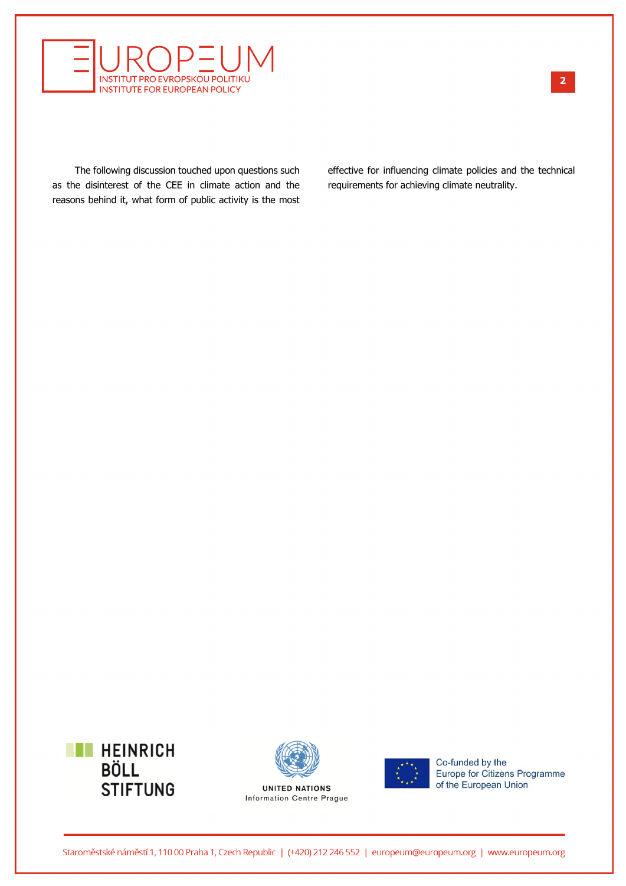The following discussion touched upon questions such as the disinterest of the CEE in climate action and the reasons behind it, what form of public activity is the most effective for influencing climate policies and the technical requirements for achieving climate neutrality.